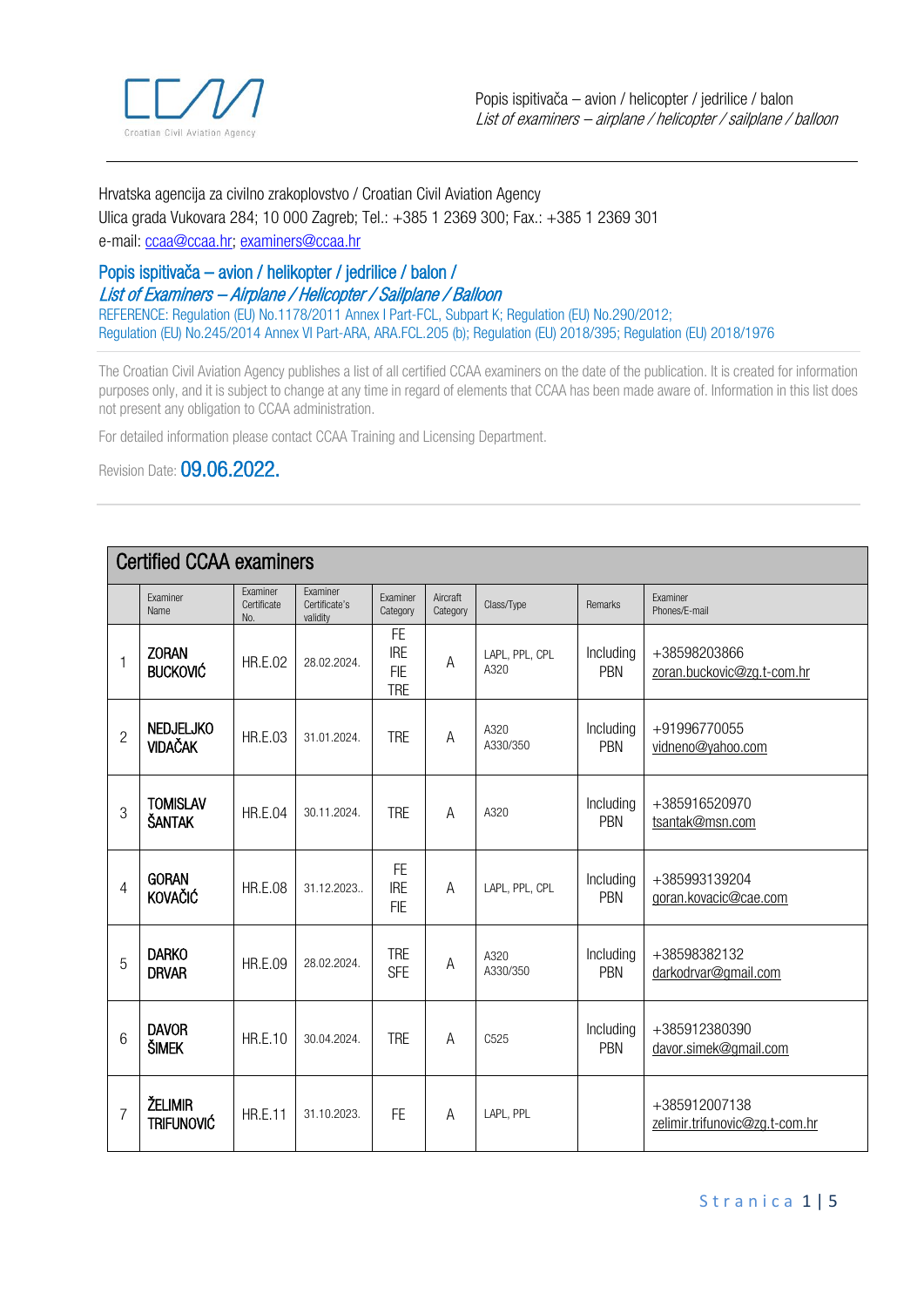Hrvatska agencija za civilno zrakoplovstvo / Croatian Civil Aviation Agency
Ulica grada Vukovara 284; 10 000 Zagreb; Tel.: +385 1 2369 300; Fax.: +385 1 2369 301
e-mail: ccaa@ccaa.hr; examiners@ccaa.hr

## Popis ispitivača – avion / helikopter / jedrilice / balon /
## *List of Examiners – Airplane / Helicopter / Sailplane / Balloon*

REFERENCE: Regulation (EU) No.1178/2011 Annex I Part-FCL, Subpart K; Regulation (EU) No.290/2012; Regulation (EU) No.245/2014 Annex VI Part-ARA, ARA.FCL.205 (b); Regulation (EU) 2018/395; Regulation (EU) 2018/1976

The Croatian Civil Aviation Agency publishes a list of all certified CCAA examiners on the date of the publication. It is created for information purposes only, and it is subject to change at any time in regard of elements that CCAA has been made aware of. Information in this list does not present any obligation to CCAA administration.

For detailed information please contact CCAA Training and Licensing Department.

Revision Date: **09.06.2022.**

### Certified CCAA examiners

| | Examiner Name | Examiner Certificate No. | Examiner Certificate's validity | Examiner Category | Aircraft Category | Class/Type | Remarks | Examiner Phones/E-mail |
|---|---|---|---|---|---|---|---|---|
| 1 | **ZORAN BUCKOVIĆ** | HR.E.02 | 28.02.2024. | FE IRE FIE TRE | A | LAPL, PPL, CPL A320 | Including PBN | +385598203866 zoran.buckovic@zg.t-com.hr |
| 2 | **NEDJELJKO VIDAČAK** | HR.E.03 | 31.01.2024. | TRE | A | A320 A330/350 | Including PBN | +91996770055 vidneno@yahoo.com |
| 3 | **TOMISLAV ŠANTAK** | HR.E.04 | 30.11.2024. | TRE | A | A320 | Including PBN | +385916520970 tsantak@msn.com |
| 4 | **GORAN KOVAČIĆ** | HR.E.08 | 31.12.2023.. | FE IRE FIE | A | LAPL, PPL, CPL | Including PBN | +385993139204 goran.kovacic@cae.com |
| 5 | **DARKO DRVAR** | HR.E.09 | 28.02.2024. | TRE SFE | A | A320 A330/350 | Including PBN | +38598382132 darkodrvar@gmail.com |
| 6 | **DAVOR ŠIMEK** | HR.E.10 | 30.04.2024. | TRE | A | C525 | Including PBN | +385912380390 davor.simek@gmail.com |
| 7 | **ŽELIMIR TRIFUNOVIĆ** | HR.E.11 | 31.10.2023. | FE | A | LAPL, PPL | | +385912007138 zelimir.trifunovic@zg.t-com.hr |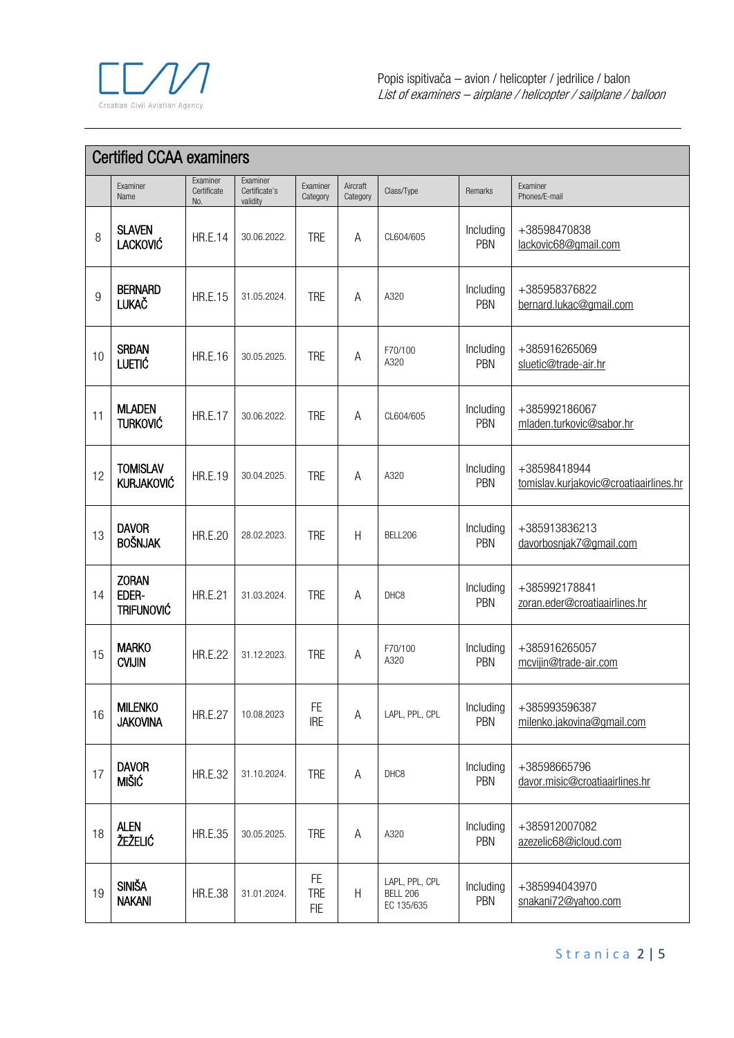Popis ispitivača – avion / helicopter / jedrilice / balon
*List of examiners – airplane / helicopter / sailplane / balloon*

## Certified CCAA examiners

| | Examiner Name | Examiner Certificate No. | Examiner Certificate's validity | Examiner Category | Aircraft Category | Class/Type | Remarks | Examiner Phones/E-mail |
|---|---|---|---|---|---|---|---|---|
| 8 | **SLAVEN LACKOVIĆ** | HR.E.14 | 30.06.2022. | TRE | A | CL604/605 | Including PBN | +38598470838 lackovic68@gmail.com |
| 9 | **BERNARD LUKAČ** | HR.E.15 | 31.05.2024. | TRE | A | A320 | Including PBN | +385958376822 bernard.lukac@gmail.com |
| 10 | **SRĐAN LUETIĆ** | HR.E.16 | 30.05.2025. | TRE | A | F70/100 A320 | Including PBN | +385916265069 sluetic@trade-air.hr |
| 11 | **MLADEN TURKOVIĆ** | HR.E.17 | 30.06.2022. | TRE | A | CL604/605 | Including PBN | +385992186067 mladen.turkovic@sabor.hr |
| 12 | **TOMISLAV KURJAKOVIĆ** | HR.E.19 | 30.04.2025. | TRE | A | A320 | Including PBN | +38598418944 tomislav.kurjakovic@croatiaairlines.hr |
| 13 | **DAVOR BOŠNJAK** | HR.E.20 | 28.02.2023. | TRE | H | BELL206 | Including PBN | +385913836213 davorbosnjak7@gmail.com |
| 14 | **ZORAN EDER-TRIFUNOVIĆ** | HR.E.21 | 31.03.2024. | TRE | A | DHC8 | Including PBN | +385992178841 zoran.eder@croatiaairlines.hr |
| 15 | **MARKO CVIJIN** | HR.E.22 | 31.12.2023. | TRE | A | F70/100 A320 | Including PBN | +385916265057 mcvijin@trade-air.com |
| 16 | **MILENKO JAKOVINA** | HR.E.27 | 10.08.2023 | FE IRE | A | LAPL, PPL, CPL | Including PBN | +385993596387 milenko.jakovina@gmail.com |
| 17 | **DAVOR MIŠIĆ** | HR.E.32 | 31.10.2024. | TRE | A | DHC8 | Including PBN | +38598665796 davor.misic@croatiaairlines.hr |
| 18 | **ALEN ŽEŽELIĆ** | HR.E.35 | 30.05.2025. | TRE | A | A320 | Including PBN | +385912007082 azezelic68@icloud.com |
| 19 | **SINIŠA NAKANI** | HR.E.38 | 31.01.2024. | FE TRE FIE | H | LAPL, PPL, CPL BELL 206 EC 135/635 | Including PBN | +385994043970 snakani72@yahoo.com |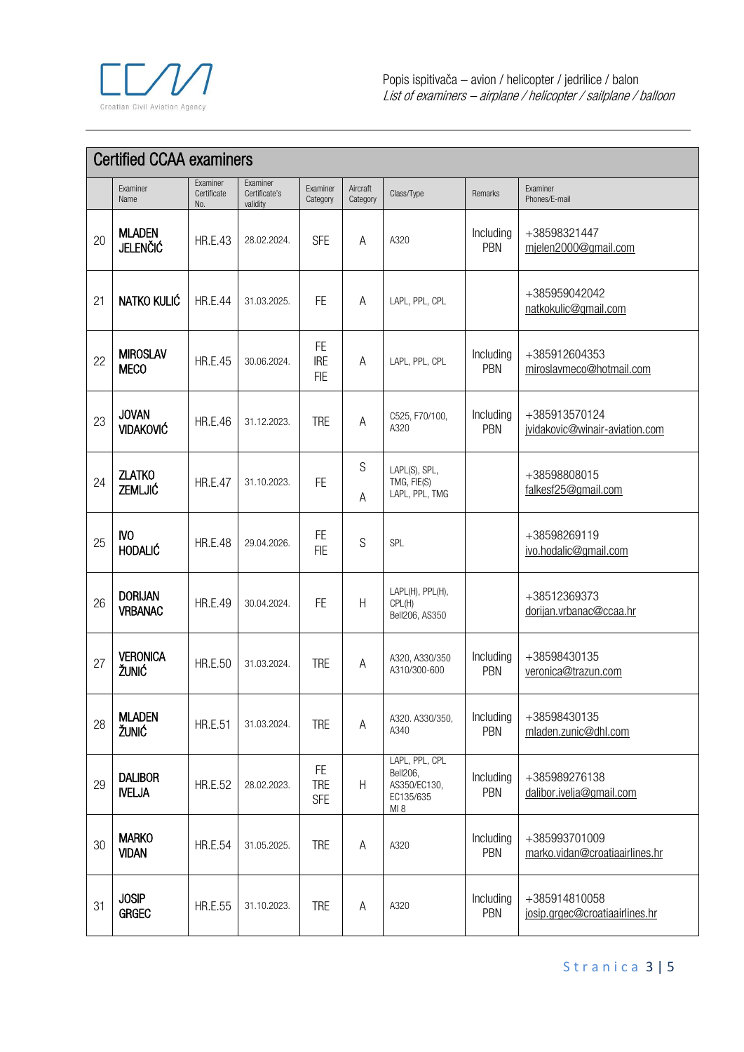Popis ispitivača – avion / helicopter / jedrilice / balon
*List of examiners – airplane / helicopter / sailplane / balloon*

## Certified CCAA examiners

| | Examiner Name | Examiner Certificate No. | Examiner Certificate's validity | Examiner Category | Aircraft Category | Class/Type | Remarks | Examiner Phones/E-mail |
|---|---|---|---|---|---|---|---|---|
| 20 | **MLADEN JELENČIĆ** | HR.E.43 | 28.02.2024. | SFE | A | A320 | Including PBN | +38598321447 mjelen2000@gmail.com |
| 21 | **NATKO KULIĆ** | HR.E.44 | 31.03.2025. | FE | A | LAPL, PPL, CPL | | +385959042042 natkokulic@gmail.com |
| 22 | **MIROSLAV MECO** | HR.E.45 | 30.06.2024. | FE IRE FIE | A | LAPL, PPL, CPL | Including PBN | +385912604353 miroslavmeco@hotmail.com |
| 23 | **JOVAN VIDAKOVIĆ** | HR.E.46 | 31.12.2023. | TRE | A | C525, F70/100, A320 | Including PBN | +385913570124 jvidakovic@winair-aviation.com |
| 24 | **ZLATKO ZEMLJIĆ** | HR.E.47 | 31.10.2023. | FE | S A | LAPL(S), SPL, TMG, FIE(S) LAPL, PPL, TMG | | +38598808015 falkesf25@gmail.com |
| 25 | **IVO HODALIĆ** | HR.E.48 | 29.04.2026. | FE FIE | S | SPL | | +38598269119 ivo.hodalic@gmail.com |
| 26 | **DORIJAN VRBANAC** | HR.E.49 | 30.04.2024. | FE | H | LAPL(H), PPL(H), CPL(H) Bell206, AS350 | | +38512369373 dorijan.vrbanac@ccaa.hr |
| 27 | **VERONICA ŽUNIĆ** | HR.E.50 | 31.03.2024. | TRE | A | A320, A330/350 A310/300-600 | Including PBN | +38598430135 veronica@trazun.com |
| 28 | **MLADEN ŽUNIĆ** | HR.E.51 | 31.03.2024. | TRE | A | A320. A330/350, A340 | Including PBN | +38598430135 mladen.zunic@dhl.com |
| 29 | **DALIBOR IVELJA** | HR.E.52 | 28.02.2023. | FE TRE SFE | H | LAPL, PPL, CPL Bell206, AS350/EC130, EC135/635 MI 8 | Including PBN | +385989276138 dalibor.ivelja@gmail.com |
| 30 | **MARKO VIDAN** | HR.E.54 | 31.05.2025. | TRE | A | A320 | Including PBN | +385993701009 marko.vidan@croatiaairlines.hr |
| 31 | **JOSIP GRGEC** | HR.E.55 | 31.10.2023. | TRE | A | A320 | Including PBN | +385914810058 josip.grgec@croatiaairlines.hr |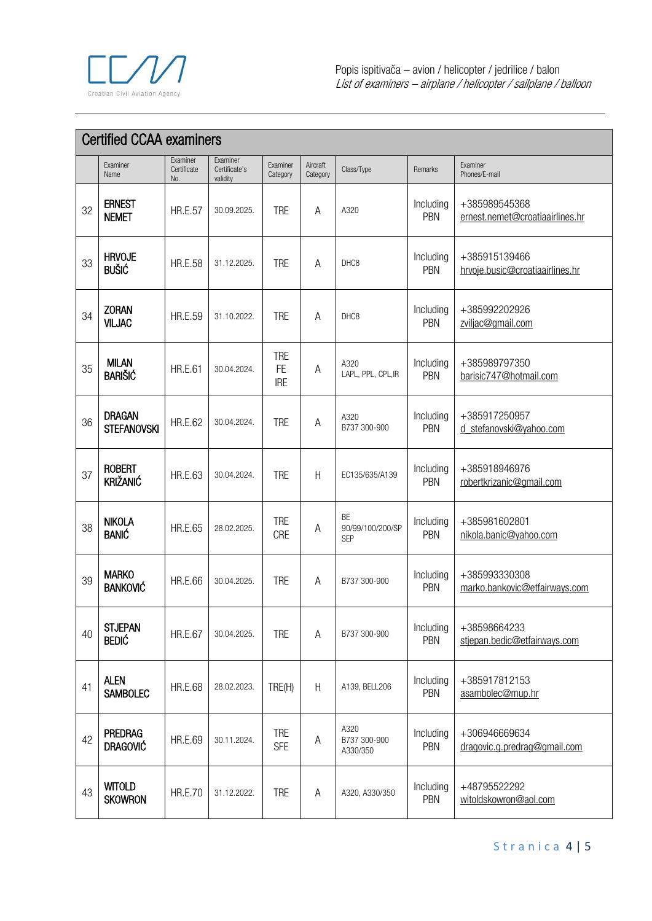Popis ispitivača – avion / helicopter / jedrilice / balon
*List of examiners – airplane / helicopter / sailplane / balloon*

## Certified CCAA examiners

| | Examiner Name | Examiner Certificate No. | Examiner Certificate's validity | Examiner Category | Aircraft Category | Class/Type | Remarks | Examiner Phones/E-mail |
|---|---|---|---|---|---|---|---|---|
| 32 | **ERNEST NEMET** | HR.E.57 | 30.09.2025. | TRE | A | A320 | Including PBN | +385989545368 ernest.nemet@croatiaairlines.hr |
| 33 | **HRVOJE BUŠIĆ** | HR.E.58 | 31.12.2025. | TRE | A | DHC8 | Including PBN | +385915139466 hrvoje.busic@croatiaairlines.hr |
| 34 | **ZORAN VILJAC** | HR.E.59 | 31.10.2022. | TRE | A | DHC8 | Including PBN | +385992202926 zviljac@gmail.com |
| 35 | **MILAN BARIŠIĆ** | HR.E.61 | 30.04.2024. | TRE FE IRE | A | A320 LAPL, PPL, CPL,IR | Including PBN | +385989797350 barisic747@hotmail.com |
| 36 | **DRAGAN STEFANOVSKI** | HR.E.62 | 30.04.2024. | TRE | A | A320 B737 300-900 | Including PBN | +385917250957 d_stefanovski@yahoo.com |
| 37 | **ROBERT KRIŽANIĆ** | HR.E.63 | 30.04.2024. | TRE | H | EC135/635/A139 | Including PBN | +385918946976 robertkrizanic@gmail.com |
| 38 | **NIKOLA BANIĆ** | HR.E.65 | 28.02.2025. | TRE CRE | A | BE 90/99/100/200/SP SEP | Including PBN | +385981602801 nikola.banic@yahoo.com |
| 39 | **MARKO BANKOVIĆ** | HR.E.66 | 30.04.2025. | TRE | A | B737 300-900 | Including PBN | +385993330308 marko.bankovic@etfairways.com |
| 40 | **STJEPAN BEDIĆ** | HR.E.67 | 30.04.2025. | TRE | A | B737 300-900 | Including PBN | +38598664233 stjepan.bedic@etfairways.com |
| 41 | **ALEN SAMBOLEC** | HR.E.68 | 28.02.2023. | TRE(H) | H | A139, BELL206 | Including PBN | +385917812153 asambolec@mup.hr |
| 42 | **PREDRAG DRAGOVIĆ** | HR.E.69 | 30.11.2024. | TRE SFE | A | A320 B737 300-900 A330/350 | Including PBN | +306946669634 dragovic.g.predrag@gmail.com |
| 43 | **WITOLD SKOWRON** | HR.E.70 | 31.12.2022. | TRE | A | A320, A330/350 | Including PBN | +48795522292 witoldskowron@aol.com |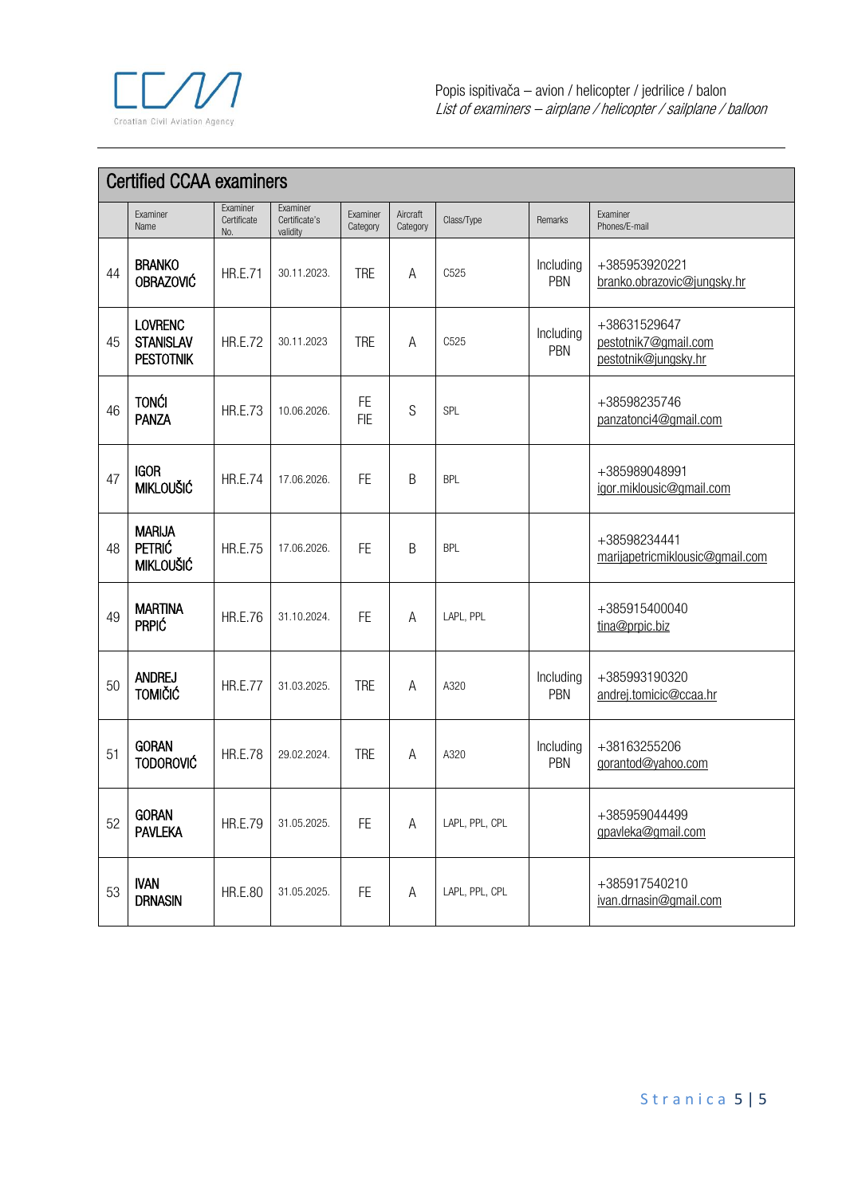Popis ispitivača – avion / helicopter / jedrilice / balon
*List of examiners – airplane / helicopter / sailplane / balloon*

## Certified CCAA examiners

| | Examiner Name | Examiner Certificate No. | Examiner Certificate's validity | Examiner Category | Aircraft Category | Class/Type | Remarks | Examiner Phones/E-mail |
|---|---|---|---|---|---|---|---|---|
| 44 | **BRANKO OBRAZOVIĆ** | HR.E.71 | 30.11.2023. | TRE | A | C525 | Including PBN | +385953920221 branko.obrazovic@jungsky.hr |
| 45 | **LOVRENC STANISLAV PESTOTNIK** | HR.E.72 | 30.11.2023 | TRE | A | C525 | Including PBN | +38631529647 pestotnik7@gmail.com pestotnik@jungsky.hr |
| 46 | **TONĆI PANZA** | HR.E.73 | 10.06.2026. | FE FIE | S | SPL | | +38598235746 panzatonci4@gmail.com |
| 47 | **IGOR MIKLOUŠIĆ** | HR.E.74 | 17.06.2026. | FE | B | BPL | | +385989048991 igor.miklousic@gmail.com |
| 48 | **MARIJA PETRIĆ MIKLOUŠIĆ** | HR.E.75 | 17.06.2026. | FE | B | BPL | | +38598234441 marijapetricmiklousic@gmail.com |
| 49 | **MARTINA PRPIĆ** | HR.E.76 | 31.10.2024. | FE | A | LAPL, PPL | | +385915400040 tina@prpic.biz |
| 50 | **ANDREJ TOMIČIĆ** | HR.E.77 | 31.03.2025. | TRE | A | A320 | Including PBN | +385993190320 andrej.tomicic@ccaa.hr |
| 51 | **GORAN TODOROVIĆ** | HR.E.78 | 29.02.2024. | TRE | A | A320 | Including PBN | +38163255206 gorantod@yahoo.com |
| 52 | **GORAN PAVLEKA** | HR.E.79 | 31.05.2025. | FE | A | LAPL, PPL, CPL | | +385959044499 gpavleka@gmail.com |
| 53 | **IVAN DRNASIN** | HR.E.80 | 31.05.2025. | FE | A | LAPL, PPL, CPL | | +385917540210 ivan.drnasin@gmail.com |